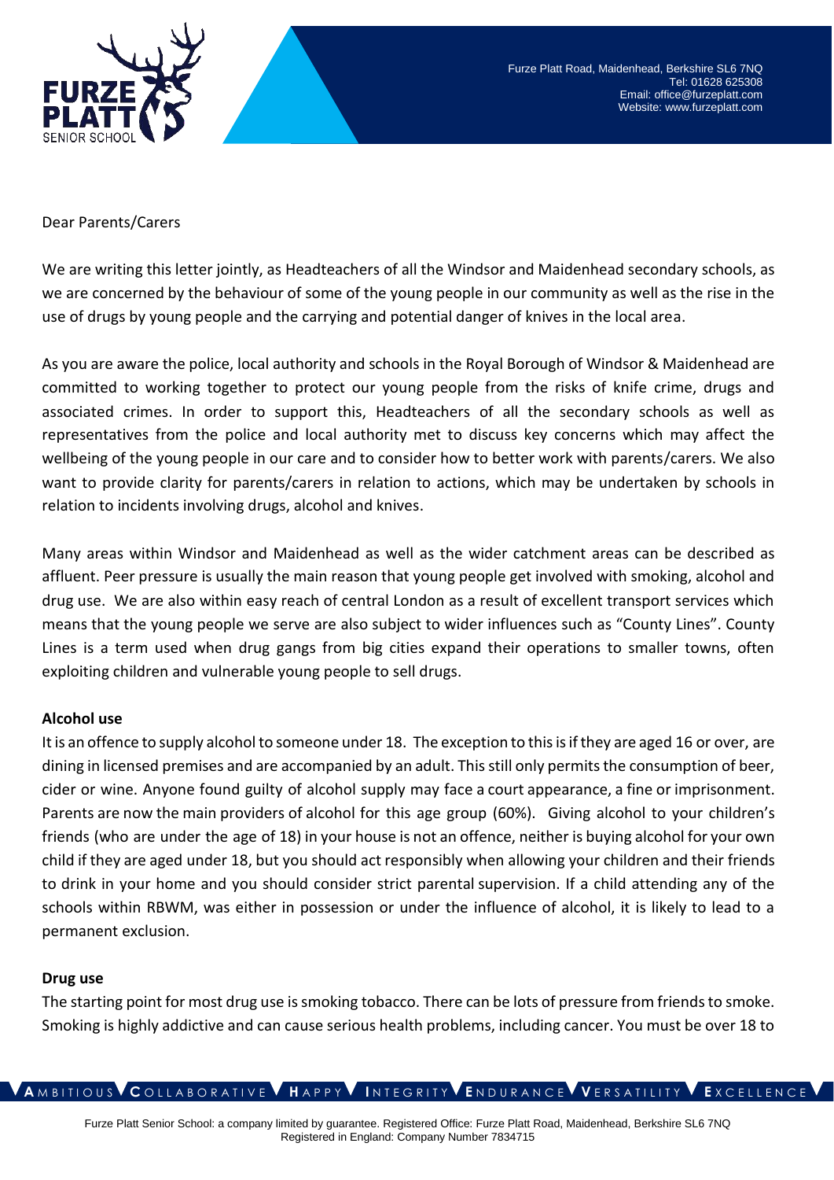Dear Parents/Carers

We are writing this letter jointly, as Headteachers of all the Windsor and Maidenhead secondary schools, as we are concerned by the behaviour of some of the young people in our community as well as the rise in the use of drugs by young people and the carrying and potential danger of knives in the local area.

As you are aware the police, local authority and schools in the Royal Borough of Windsor & Maidenhead are committed to working together to protect our young people from the risks of knife crime, drugs and associated crimes. In order to support this, Headteachers of all the secondary schools as well as representatives from the police and local authority met to discuss key concerns which may affect the wellbeing of the young people in our care and to consider how to better work with parents/carers. We also want to provide clarity for parents/carers in relation to actions, which may be undertaken by schools in relation to incidents involving drugs, alcohol and knives.

Many areas within Windsor and Maidenhead as well as the wider catchment areas can be described as affluent. Peer pressure is usually the main reason that young people get involved with smoking, alcohol and drug use. We are also within easy reach of central London as a result of excellent transport services which means that the young people we serve are also subject to wider influences such as "County Lines". County Lines is a term used when drug gangs from big cities expand their operations to smaller towns, often exploiting children and vulnerable young people to sell drugs.

**Alcohol use**

It is an offence to supply alcohol to someone under 18. The exception to this is if they are aged 16 or over, are dining in licensed premises and are accompanied by an adult. This still only permits the consumption of beer, cider or wine. Anyone found guilty of alcohol supply may face a court appearance, a fine or imprisonment. Parents are now the main providers of alcohol for this age group (60%). Giving alcohol to your children's friends (who are under the age of 18) in your house is not an offence, neither is buying alcohol for your own child if they are aged under 18, but you should act responsibly when allowing your children and their friends to drink in your home and you should consider strict parental supervision. If a child attending any of the schools within RBWM, was either in possession or under the influence of alcohol, it is likely to lead to a permanent exclusion.

**Drug use**

The starting point for most drug use is smoking tobacco. There can be lots of pressure from friends to smoke. Smoking is highly addictive and can cause serious health problems, including cancer. You must be over 18 to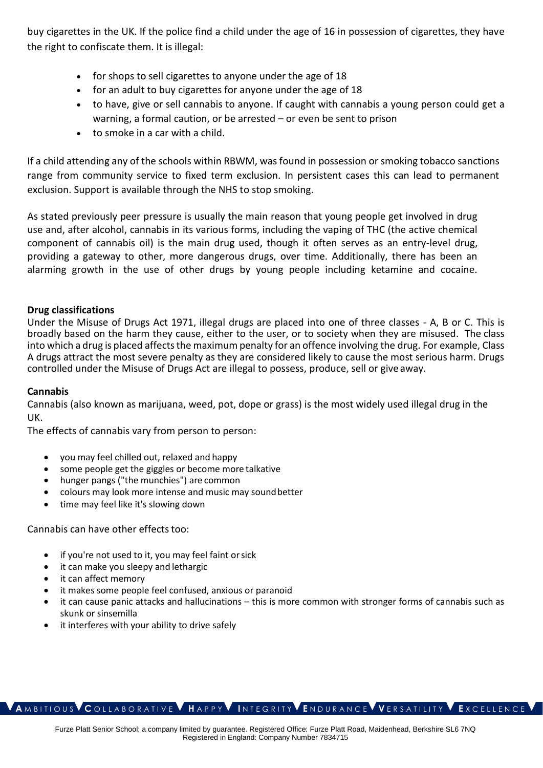buy cigarettes in the UK. If the police find a child under the age of 16 in possession of cigarettes, they have the right to confiscate them. It is illegal:

- for shops to sell cigarettes to anyone under the age of 18
- for an adult to buy cigarettes for anyone under the age of 18
- to have, give or sell cannabis to anyone. If caught with cannabis a young person could get a warning, a formal caution, or be arrested – or even be sent to prison
- to smoke in a car with a child.

If a child attending any of the schools within RBWM, was found in possession or smoking tobacco sanctions range from community service to fixed term exclusion. In persistent cases this can lead to permanent exclusion. Support is available through the NHS to stop smoking.

As stated previously peer pressure is usually the main reason that young people get involved in drug use and, after alcohol, cannabis in its various forms, including the vaping of THC (the active chemical component of cannabis oil) is the main drug used, though it often serves as an entry-level drug, providing a gateway to other, more dangerous drugs, over time. Additionally, there has been an alarming growth in the use of other drugs by young people including ketamine and cocaine.

**Drug classifications**

Under the Misuse of Drugs Act 1971, illegal drugs are placed into one of three classes - A, B or C. This is broadly based on the harm they cause, either to the user, or to society when they are misused. The class into which a drug is placed affects the maximum penalty for an offence involving the drug. For example, Class A drugs attract the most severe penalty as they are considered likely to cause the most serious harm. Drugs controlled under the Misuse of Drugs Act are illegal to possess, produce, sell or give away.

**Cannabis**

Cannabis (also known as marijuana, weed, pot, dope or grass) is the most widely used illegal drug in the UK.

The effects of cannabis vary from person to person:

- you may feel chilled out, relaxed and happy
- some people get the giggles or become more talkative
- hunger pangs ("the munchies") are common
- colours may look more intense and music may sound better
- time may feel like it's slowing down

Cannabis can have other effects too:

- if you're not used to it, you may feel faint or sick
- it can make you sleepy and lethargic
- it can affect memory
- it makes some people feel confused, anxious or paranoid
- it can cause panic attacks and hallucinations – this is more common with stronger forms of cannabis such as skunk or sinsemilla
- it interferes with your ability to drive safely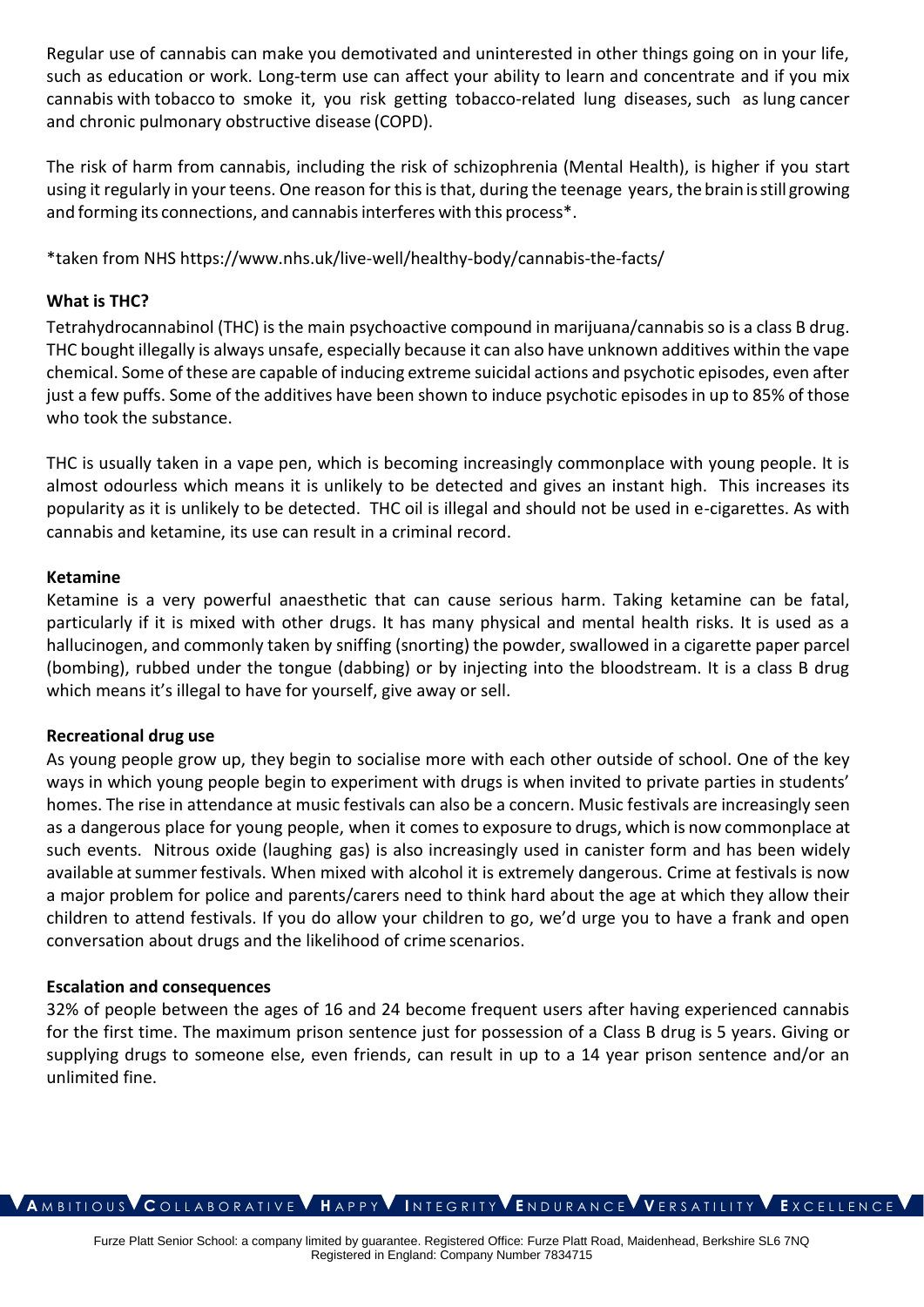Regular use of cannabis can make you demotivated and uninterested in other things going on in your life, such as education or work. Long-term use can affect your ability to learn and concentrate and if you mix cannabis with tobacco to smoke it, you risk getting tobacco-related lung diseases, such as lung cancer and chronic pulmonary obstructive disease (COPD).

The risk of harm from cannabis, including the risk of schizophrenia (Mental Health), is higher if you start using it regularly in your teens. One reason for this is that, during the teenage years, the brain is still growing and forming its connections, and cannabis interferes with this process*.

*taken from NHS https://www.nhs.uk/live-well/healthy-body/cannabis-the-facts/

**What is THC?**

Tetrahydrocannabinol (THC) is the main psychoactive compound in marijuana/cannabis so is a class B drug. THC bought illegally is always unsafe, especially because it can also have unknown additives within the vape chemical. Some of these are capable of inducing extreme suicidal actions and psychotic episodes, even after just a few puffs. Some of the additives have been shown to induce psychotic episodes in up to 85% of those who took the substance.

THC is usually taken in a vape pen, which is becoming increasingly commonplace with young people. It is almost odourless which means it is unlikely to be detected and gives an instant high. This increases its popularity as it is unlikely to be detected. THC oil is illegal and should not be used in e-cigarettes. As with cannabis and ketamine, its use can result in a criminal record.

**Ketamine**

Ketamine is a very powerful anaesthetic that can cause serious harm. Taking ketamine can be fatal, particularly if it is mixed with other drugs. It has many physical and mental health risks. It is used as a hallucinogen, and commonly taken by sniffing (snorting) the powder, swallowed in a cigarette paper parcel (bombing), rubbed under the tongue (dabbing) or by injecting into the bloodstream. It is a class B drug which means it's illegal to have for yourself, give away or sell.

**Recreational drug use**

As young people grow up, they begin to socialise more with each other outside of school. One of the key ways in which young people begin to experiment with drugs is when invited to private parties in students' homes. The rise in attendance at music festivals can also be a concern. Music festivals are increasingly seen as a dangerous place for young people, when it comes to exposure to drugs, which is now commonplace at such events. Nitrous oxide (laughing gas) is also increasingly used in canister form and has been widely available at summer festivals. When mixed with alcohol it is extremely dangerous. Crime at festivals is now a major problem for police and parents/carers need to think hard about the age at which they allow their children to attend festivals. If you do allow your children to go, we'd urge you to have a frank and open conversation about drugs and the likelihood of crime scenarios.

**Escalation and consequences**

32% of people between the ages of 16 and 24 become frequent users after having experienced cannabis for the first time. The maximum prison sentence just for possession of a Class B drug is 5 years. Giving or supplying drugs to someone else, even friends, can result in up to a 14 year prison sentence and/or an unlimited fine.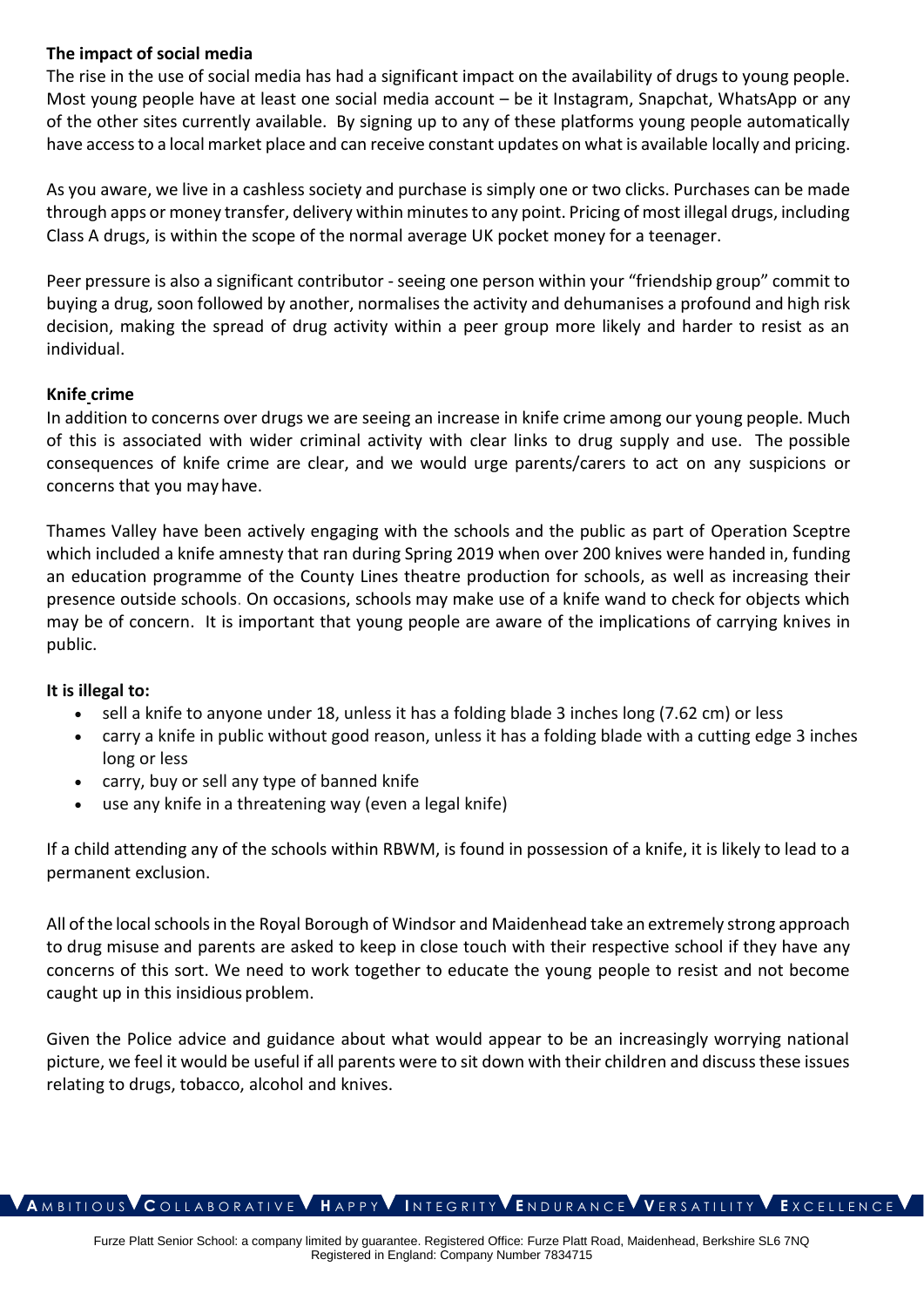**The impact of social media**

The rise in the use of social media has had a significant impact on the availability of drugs to young people. Most young people have at least one social media account – be it Instagram, Snapchat, WhatsApp or any of the other sites currently available. By signing up to any of these platforms young people automatically have access to a local market place and can receive constant updates on what is available locally and pricing.

As you aware, we live in a cashless society and purchase is simply one or two clicks. Purchases can be made through apps or money transfer, delivery within minutes to any point. Pricing of most illegal drugs, including Class A drugs, is within the scope of the normal average UK pocket money for a teenager.

Peer pressure is also a significant contributor - seeing one person within your "friendship group" commit to buying a drug, soon followed by another, normalises the activity and dehumanises a profound and high risk decision, making the spread of drug activity within a peer group more likely and harder to resist as an individual.

**Knife crime**

In addition to concerns over drugs we are seeing an increase in knife crime among our young people. Much of this is associated with wider criminal activity with clear links to drug supply and use. The possible consequences of knife crime are clear, and we would urge parents/carers to act on any suspicions or concerns that you may have.

Thames Valley have been actively engaging with the schools and the public as part of Operation Sceptre which included a knife amnesty that ran during Spring 2019 when over 200 knives were handed in, funding an education programme of the County Lines theatre production for schools, as well as increasing their presence outside schools. On occasions, schools may make use of a knife wand to check for objects which may be of concern. It is important that young people are aware of the implications of carrying knives in public.

**It is illegal to:**

- sell a knife to anyone under 18, unless it has a folding blade 3 inches long (7.62 cm) or less
- carry a knife in public without good reason, unless it has a folding blade with a cutting edge 3 inches long or less
- carry, buy or sell any type of banned knife
- use any knife in a threatening way (even a legal knife)

If a child attending any of the schools within RBWM, is found in possession of a knife, it is likely to lead to a permanent exclusion.

All of the local schools in the Royal Borough of Windsor and Maidenhead take an extremely strong approach to drug misuse and parents are asked to keep in close touch with their respective school if they have any concerns of this sort. We need to work together to educate the young people to resist and not become caught up in this insidious problem.

Given the Police advice and guidance about what would appear to be an increasingly worrying national picture, we feel it would be useful if all parents were to sit down with their children and discuss these issues relating to drugs, tobacco, alcohol and knives.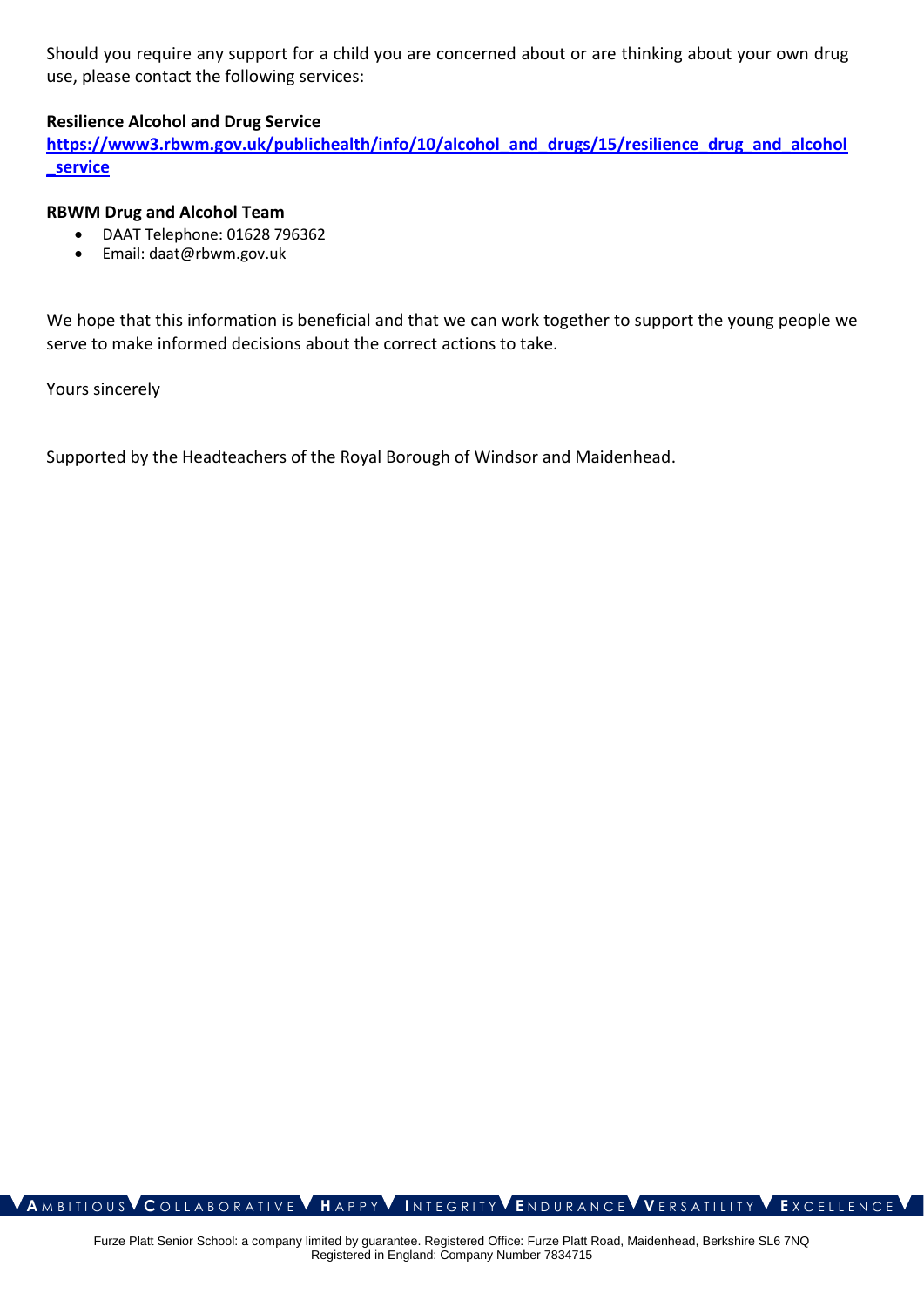Should you require any support for a child you are concerned about or are thinking about your own drug use, please contact the following services:

**Resilience Alcohol and Drug Service**
**https://www3.rbwm.gov.uk/publichealth/info/10/alcohol_and_drugs/15/resilience_drug_and_alcohol_service**

**RBWM Drug and Alcohol Team**

- DAAT Telephone: 01628 796362
- Email: daat@rbwm.gov.uk

We hope that this information is beneficial and that we can work together to support the young people we serve to make informed decisions about the correct actions to take.

Yours sincerely

Supported by the Headteachers of the Royal Borough of Windsor and Maidenhead.

AMBITIOUS COLLABORATIVE HAPPY INTEGRITY ENDURANCE VERSATILITY EXCELLENCE

Furze Platt Senior School: a company limited by guarantee. Registered Office: Furze Platt Road, Maidenhead, Berkshire SL6 7NQ
Registered in England: Company Number 7834715